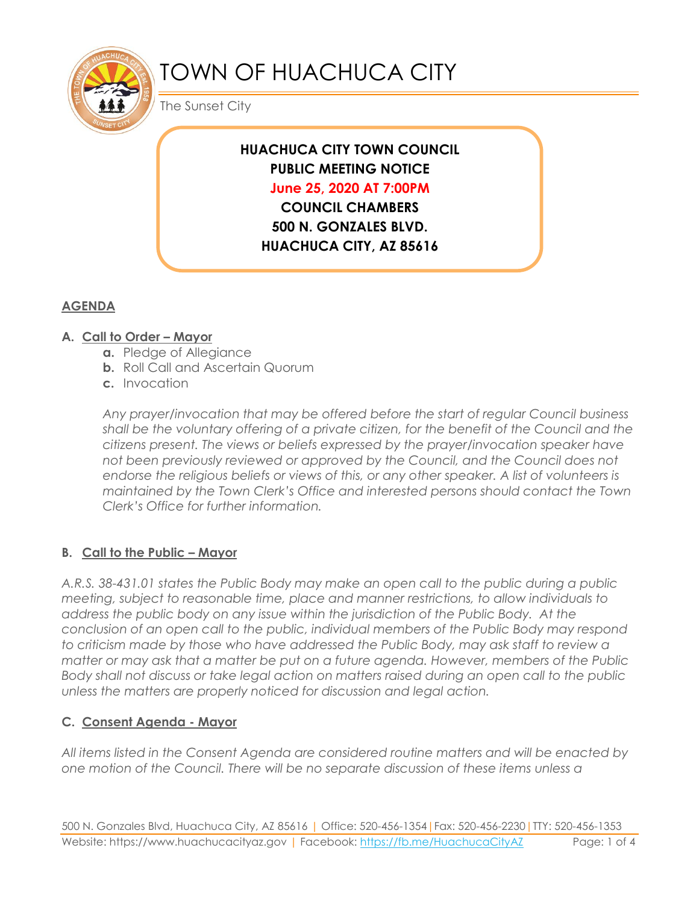# TOWN OF HUACHUCA CITY

The Sunset City

**HUACHUCA CITY TOWN COUNCIL**
**PUBLIC MEETING NOTICE**
**June 25, 2020 AT 7:00PM**
**COUNCIL CHAMBERS**
**500 N. GONZALES BLVD.**
**HUACHUCA CITY, AZ 85616**

## AGENDA

### A. Call to Order – Mayor

- **a.** Pledge of Allegiance
- **b.** Roll Call and Ascertain Quorum
- **c.** Invocation

*Any prayer/invocation that may be offered before the start of regular Council business shall be the voluntary offering of a private citizen, for the benefit of the Council and the citizens present. The views or beliefs expressed by the prayer/invocation speaker have not been previously reviewed or approved by the Council, and the Council does not endorse the religious beliefs or views of this, or any other speaker. A list of volunteers is maintained by the Town Clerk's Office and interested persons should contact the Town Clerk's Office for further information.*

### B. Call to the Public – Mayor

*A.R.S. 38-431.01 states the Public Body may make an open call to the public during a public meeting, subject to reasonable time, place and manner restrictions, to allow individuals to address the public body on any issue within the jurisdiction of the Public Body. At the conclusion of an open call to the public, individual members of the Public Body may respond to criticism made by those who have addressed the Public Body, may ask staff to review a matter or may ask that a matter be put on a future agenda. However, members of the Public Body shall not discuss or take legal action on matters raised during an open call to the public unless the matters are properly noticed for discussion and legal action.*

### C. Consent Agenda - Mayor

*All items listed in the Consent Agenda are considered routine matters and will be enacted by one motion of the Council. There will be no separate discussion of these items unless a*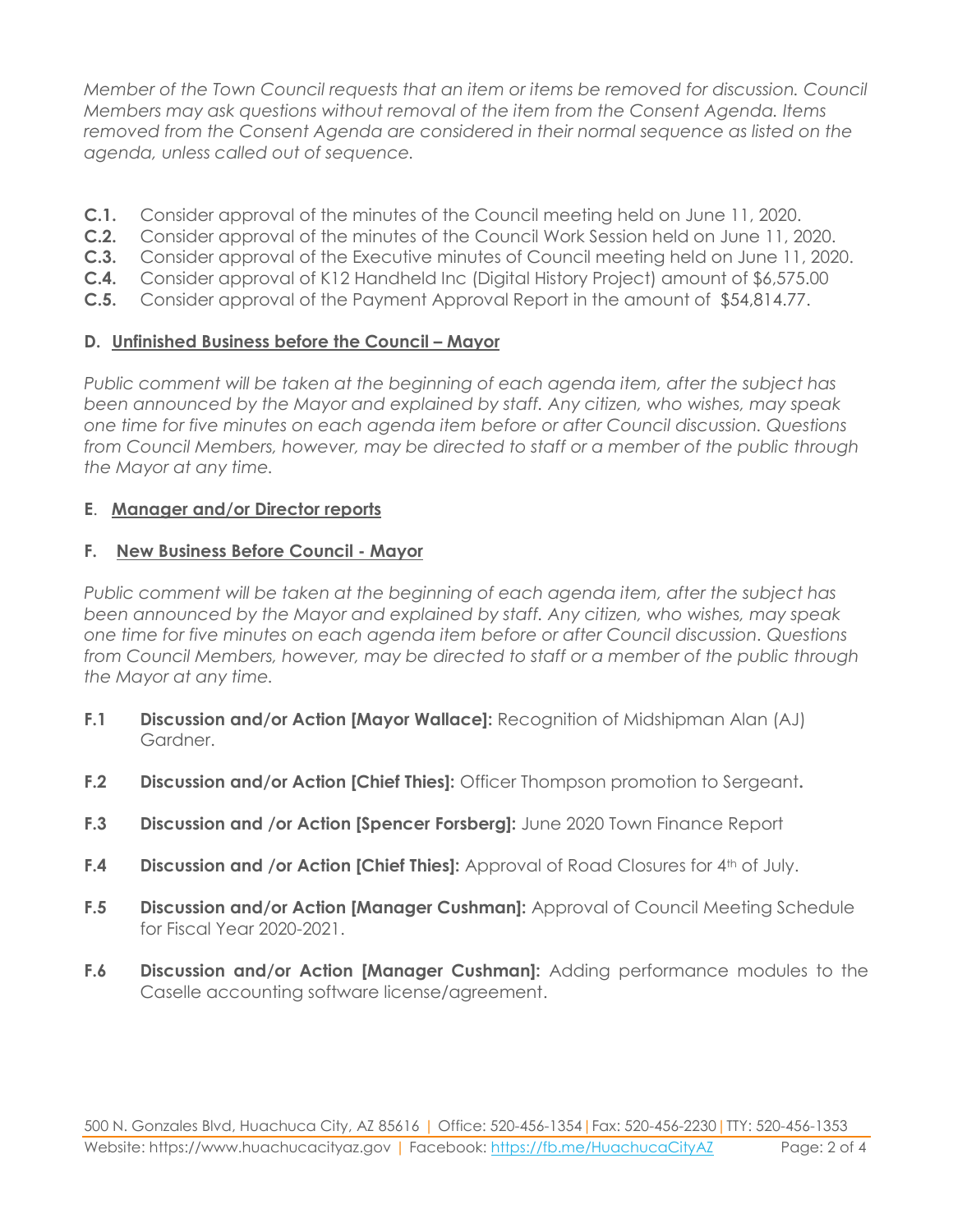*Member of the Town Council requests that an item or items be removed for discussion. Council Members may ask questions without removal of the item from the Consent Agenda. Items removed from the Consent Agenda are considered in their normal sequence as listed on the agenda, unless called out of sequence.*

**C.1.** Consider approval of the minutes of the Council meeting held on June 11, 2020.
**C.2.** Consider approval of the minutes of the Council Work Session held on June 11, 2020.
**C.3.** Consider approval of the Executive minutes of Council meeting held on June 11, 2020.
**C.4.** Consider approval of K12 Handheld Inc (Digital History Project) amount of $6,575.00
**C.5.** Consider approval of the Payment Approval Report in the amount of $54,814.77.

### D. Unfinished Business before the Council – Mayor

*Public comment will be taken at the beginning of each agenda item, after the subject has been announced by the Mayor and explained by staff. Any citizen, who wishes, may speak one time for five minutes on each agenda item before or after Council discussion. Questions from Council Members, however, may be directed to staff or a member of the public through the Mayor at any time.*

### E. Manager and/or Director reports

### F. New Business Before Council - Mayor

*Public comment will be taken at the beginning of each agenda item, after the subject has been announced by the Mayor and explained by staff. Any citizen, who wishes, may speak one time for five minutes on each agenda item before or after Council discussion. Questions from Council Members, however, may be directed to staff or a member of the public through the Mayor at any time.*

**F.1** **Discussion and/or Action [Mayor Wallace]:** Recognition of Midshipman Alan (AJ) Gardner.

**F.2** **Discussion and/or Action [Chief Thies]:** Officer Thompson promotion to Sergeant**.**

**F.3** **Discussion and /or Action [Spencer Forsberg]:** June 2020 Town Finance Report

**F.4** **Discussion and /or Action [Chief Thies]:** Approval of Road Closures for 4th of July.

**F.5** **Discussion and/or Action [Manager Cushman]:** Approval of Council Meeting Schedule for Fiscal Year 2020-2021.

**F.6** **Discussion and/or Action [Manager Cushman]:** Adding performance modules to the Caselle accounting software license/agreement.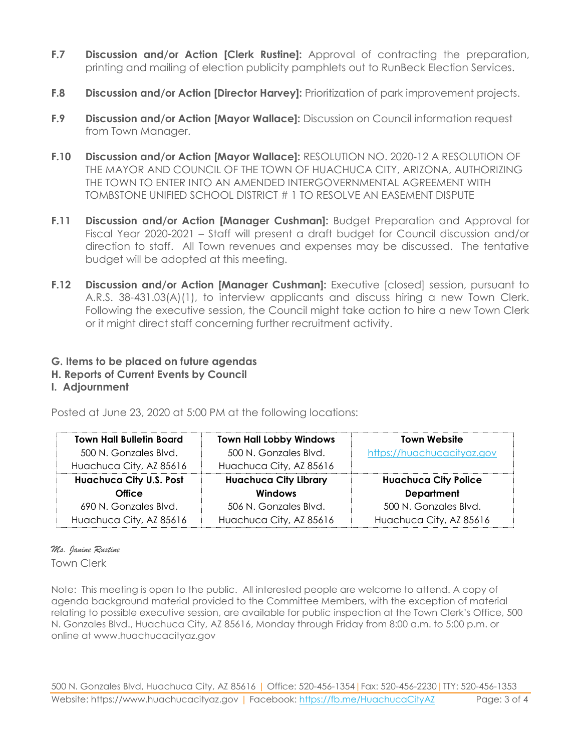**F.7 Discussion and/or Action [Clerk Rustine]:** Approval of contracting the preparation, printing and mailing of election publicity pamphlets out to RunBeck Election Services.

**F.8 Discussion and/or Action [Director Harvey]:** Prioritization of park improvement projects.

**F.9 Discussion and/or Action [Mayor Wallace]:** Discussion on Council information request from Town Manager.

**F.10 Discussion and/or Action [Mayor Wallace]:** RESOLUTION NO. 2020-12 A RESOLUTION OF THE MAYOR AND COUNCIL OF THE TOWN OF HUACHUCA CITY, ARIZONA, AUTHORIZING THE TOWN TO ENTER INTO AN AMENDED INTERGOVERNMENTAL AGREEMENT WITH TOMBSTONE UNIFIED SCHOOL DISTRICT # 1 TO RESOLVE AN EASEMENT DISPUTE

**F.11 Discussion and/or Action [Manager Cushman]:** Budget Preparation and Approval for Fiscal Year 2020-2021 – Staff will present a draft budget for Council discussion and/or direction to staff. All Town revenues and expenses may be discussed. The tentative budget will be adopted at this meeting.

**F.12 Discussion and/or Action [Manager Cushman]:** Executive [closed] session, pursuant to A.R.S. 38-431.03(A)(1), to interview applicants and discuss hiring a new Town Clerk. Following the executive session, the Council might take action to hire a new Town Clerk or it might direct staff concerning further recruitment activity.

**G. Items to be placed on future agendas**

**H. Reports of Current Events by Council**

**I. Adjournment**

Posted at June 23, 2020 at 5:00 PM at the following locations:

| Town Hall Bulletin Board | Town Hall Lobby Windows | Town Website |
|---|---|---|
| 500 N. Gonzales Blvd. Huachuca City, AZ 85616 | 500 N. Gonzales Blvd. Huachuca City, AZ 85616 | https://huachucacityaz.gov |
| **Huachuca City U.S. Post Office** | **Huachuca City Library Windows** | **Huachuca City Police Department** |
| 690 N. Gonzales Blvd. Huachuca City, AZ 85616 | 506 N. Gonzales Blvd. Huachuca City, AZ 85616 | 500 N. Gonzales Blvd. Huachuca City, AZ 85616 |

*Ms. Janine Rustine*
Town Clerk

Note: This meeting is open to the public. All interested people are welcome to attend. A copy of agenda background material provided to the Committee Members, with the exception of material relating to possible executive session, are available for public inspection at the Town Clerk's Office, 500 N. Gonzales Blvd., Huachuca City, AZ 85616, Monday through Friday from 8:00 a.m. to 5:00 p.m. or online at www.huachucacityaz.gov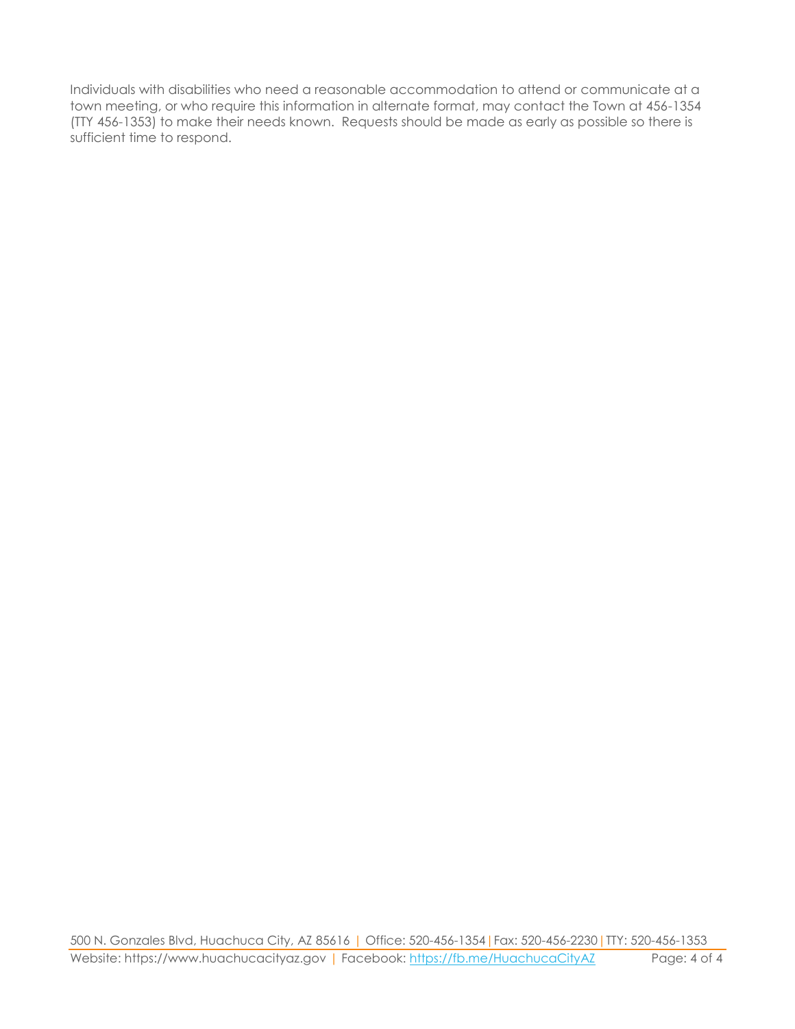Individuals with disabilities who need a reasonable accommodation to attend or communicate at a town meeting, or who require this information in alternate format, may contact the Town at 456-1354 (TTY 456-1353) to make their needs known. Requests should be made as early as possible so there is sufficient time to respond.